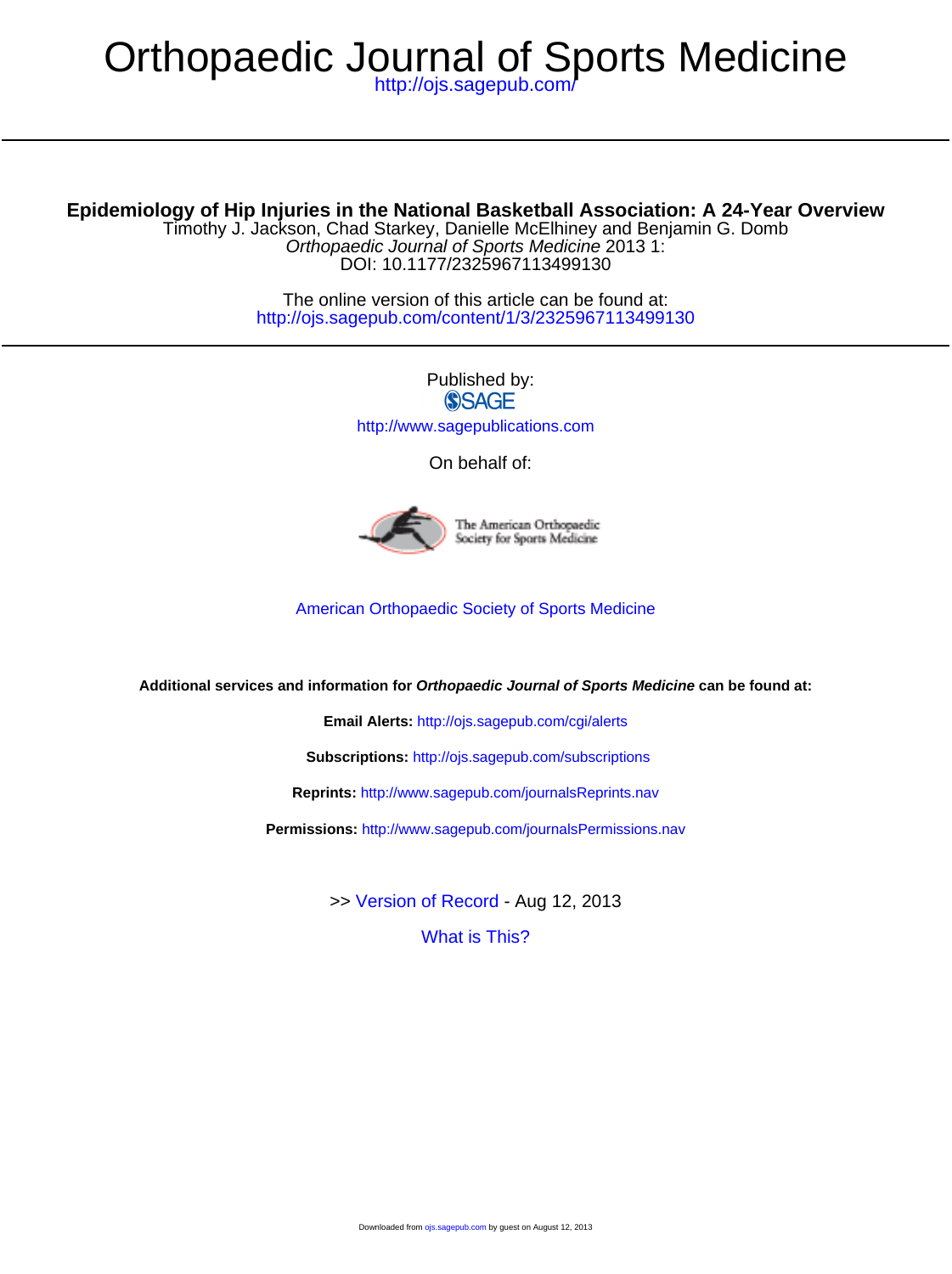# Orthopaedic Journal of Sports Medicine

http://ojs.sagepub.com/

## Epidemiology of Hip Injuries in the National Basketball Association: A 24-Year Overview

Timothy J. Jackson, Chad Starkey, Danielle McElhiney and Benjamin G. Domb

*Orthopaedic Journal of Sports Medicine* 2013 1:

DOI: 10.1177/2325967113499130

The online version of this article can be found at:

http://ojs.sagepub.com/content/1/3/2325967113499130

Published by:

SAGE

http://www.sagepublications.com

On behalf of:

The American Orthopaedic Society for Sports Medicine

American Orthopaedic Society of Sports Medicine

**Additional services and information for *Orthopaedic Journal of Sports Medicine* can be found at:**

**Email Alerts:** http://ojs.sagepub.com/cgi/alerts

**Subscriptions:** http://ojs.sagepub.com/subscriptions

**Reprints:** http://www.sagepub.com/journalsReprints.nav

**Permissions:** http://www.sagepub.com/journalsPermissions.nav

>> Version of Record - Aug 12, 2013

What is This?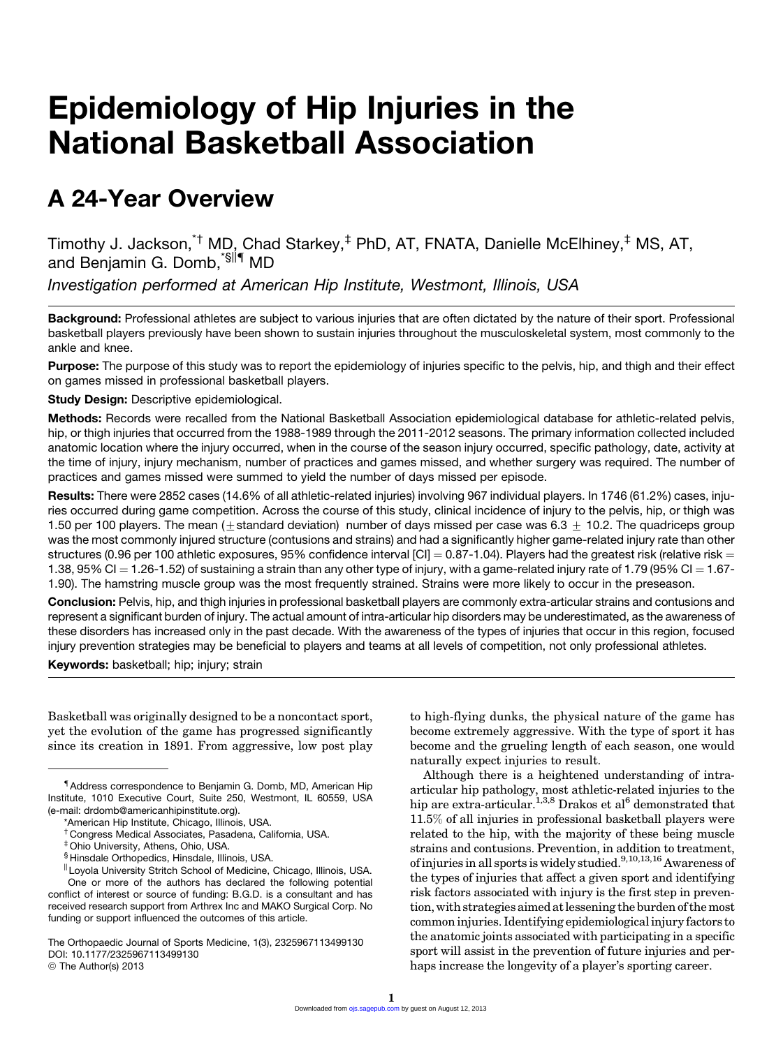# Epidemiology of Hip Injuries in the National Basketball Association

## A 24-Year Overview

Timothy J. Jackson,[*†] MD, Chad Starkey,[‡] PhD, AT, FNATA, Danielle McElhiney,[‡] MS, AT, and Benjamin G. Domb,[*§||¶] MD

*Investigation performed at American Hip Institute, Westmont, Illinois, USA*

**Background:** Professional athletes are subject to various injuries that are often dictated by the nature of their sport. Professional basketball players previously have been shown to sustain injuries throughout the musculoskeletal system, most commonly to the ankle and knee.

**Purpose:** The purpose of this study was to report the epidemiology of injuries specific to the pelvis, hip, and thigh and their effect on games missed in professional basketball players.

**Study Design:** Descriptive epidemiological.

**Methods:** Records were recalled from the National Basketball Association epidemiological database for athletic-related pelvis, hip, or thigh injuries that occurred from the 1988-1989 through the 2011-2012 seasons. The primary information collected included anatomic location where the injury occurred, when in the course of the season injury occurred, specific pathology, date, activity at the time of injury, injury mechanism, number of practices and games missed, and whether surgery was required. The number of practices and games missed were summed to yield the number of days missed per episode.

**Results:** There were 2852 cases (14.6% of all athletic-related injuries) involving 967 individual players. In 1746 (61.2%) cases, injuries occurred during game competition. Across the course of this study, clinical incidence of injury to the pelvis, hip, or thigh was 1.50 per 100 players. The mean ($\pm$standard deviation) number of days missed per case was 6.3 $\pm$ 10.2. The quadriceps group was the most commonly injured structure (contusions and strains) and had a significantly higher game-related injury rate than other structures (0.96 per 100 athletic exposures, 95% confidence interval [CI] = 0.87-1.04). Players had the greatest risk (relative risk = 1.38, 95% CI = 1.26-1.52) of sustaining a strain than any other type of injury, with a game-related injury rate of 1.79 (95% CI = 1.67-1.90). The hamstring muscle group was the most frequently strained. Strains were more likely to occur in the preseason.

**Conclusion:** Pelvis, hip, and thigh injuries in professional basketball players are commonly extra-articular strains and contusions and represent a significant burden of injury. The actual amount of intra-articular hip disorders may be underestimated, as the awareness of these disorders has increased only in the past decade. With the awareness of the types of injuries that occur in this region, focused injury prevention strategies may be beneficial to players and teams at all levels of competition, not only professional athletes.

**Keywords:** basketball; hip; injury; strain

Basketball was originally designed to be a noncontact sport, yet the evolution of the game has progressed significantly since its creation in 1891. From aggressive, low post play to high-flying dunks, the physical nature of the game has become extremely aggressive. With the type of sport it has become and the grueling length of each season, one would naturally expect injuries to result.

Although there is a heightened understanding of intra-articular hip pathology, most athletic-related injuries to the hip are extra-articular.[1,3,8] Drakos et al[6] demonstrated that 11.5% of all injuries in professional basketball players were related to the hip, with the majority of these being muscle strains and contusions. Prevention, in addition to treatment, of injuries in all sports is widely studied.[9,10,13,16] Awareness of the types of injuries that affect a given sport and identifying risk factors associated with injury is the first step in prevention, with strategies aimed at lessening the burden of the most common injuries. Identifying epidemiological injury factors to the anatomic joints associated with participating in a specific sport will assist in the prevention of future injuries and perhaps increase the longevity of a player's sporting career.

¶Address correspondence to Benjamin G. Domb, MD, American Hip Institute, 1010 Executive Court, Suite 250, Westmont, IL 60559, USA (e-mail: drdomb@americanhipinstitute.org).

*American Hip Institute, Chicago, Illinois, USA.

†Congress Medical Associates, Pasadena, California, USA.

‡Ohio University, Athens, Ohio, USA.

§Hinsdale Orthopedics, Hinsdale, Illinois, USA.

||Loyola University Stritch School of Medicine, Chicago, Illinois, USA.

One or more of the authors has declared the following potential conflict of interest or source of funding: B.G.D. is a consultant and has received research support from Arthrex Inc and MAKO Surgical Corp. No funding or support influenced the outcomes of this article.

The Orthopaedic Journal of Sports Medicine, 1(3), 2325967113499130
DOI: 10.1177/2325967113499130
© The Author(s) 2013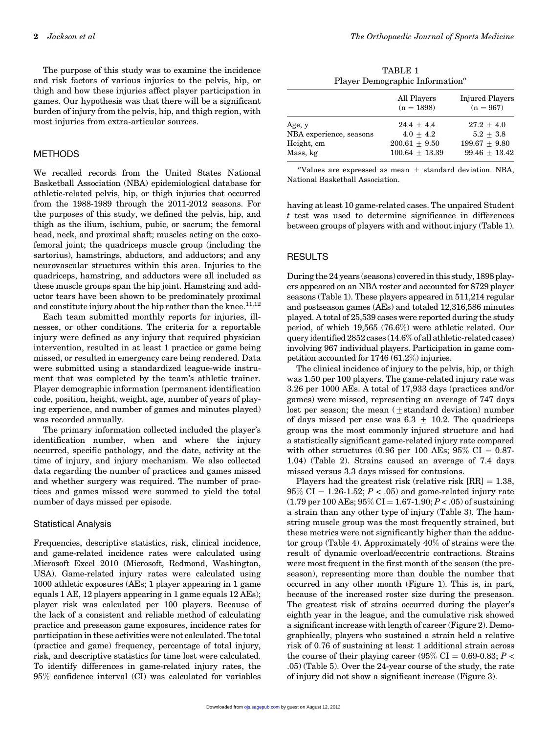The purpose of this study was to examine the incidence and risk factors of various injuries to the pelvis, hip, or thigh and how these injuries affect player participation in games. Our hypothesis was that there will be a significant burden of injury from the pelvis, hip, and thigh region, with most injuries from extra-articular sources.

## METHODS

We recalled records from the United States National Basketball Association (NBA) epidemiological database for athletic-related pelvis, hip, or thigh injuries that occurred from the 1988-1989 through the 2011-2012 seasons. For the purposes of this study, we defined the pelvis, hip, and thigh as the ilium, ischium, pubic, or sacrum; the femoral head, neck, and proximal shaft; muscles acting on the coxofemoral joint; the quadriceps muscle group (including the sartorius), hamstrings, abductors, and adductors; and any neurovascular structures within this area. Injuries to the quadriceps, hamstring, and adductors were all included as these muscle groups span the hip joint. Hamstring and adductor tears have been shown to be predominately proximal and constitute injury about the hip rather than the knee.[11,12]

Each team submitted monthly reports for injuries, illnesses, or other conditions. The criteria for a reportable injury were defined as any injury that required physician intervention, resulted in at least 1 practice or game being missed, or resulted in emergency care being rendered. Data were submitted using a standardized league-wide instrument that was completed by the team's athletic trainer. Player demographic information (permanent identification code, position, height, weight, age, number of years of playing experience, and number of games and minutes played) was recorded annually.

The primary information collected included the player's identification number, when and where the injury occurred, specific pathology, and the date, activity at the time of injury, and injury mechanism. We also collected data regarding the number of practices and games missed and whether surgery was required. The number of practices and games missed were summed to yield the total number of days missed per episode.

### Statistical Analysis

Frequencies, descriptive statistics, risk, clinical incidence, and game-related injury rates were calculated using Microsoft Excel 2010 (Microsoft, Redmond, Washington, USA). Game-related injury rates were calculated using 1000 athletic exposures (AEs; 1 player appearing in 1 game equals 1 AE, 12 players appearing in 1 game equals 12 AEs); player risk was calculated per 100 players. Because of the lack of a consistent and reliable method of calculating practice and preseason game exposures, incidence rates for participation in these activities were not calculated. The total (practice and game) frequency, percentage of total injury, risk, and descriptive statistics for time lost were calculated. To identify differences in game-related injury rates, the 95% confidence interval (CI) was calculated for variables having at least 10 game-related cases. The unpaired Student *t* test was used to determine significance in differences between groups of players with and without injury (Table 1).

TABLE 1
Player Demographic Information[a]

| | All Players (n = 1898) | Injured Players (n = 967) |
|---|---|---|
| Age, y | 24.4 ± 4.4 | 27.2 ± 4.0 |
| NBA experience, seasons | 4.0 ± 4.2 | 5.2 ± 3.8 |
| Height, cm | 200.61 ± 9.50 | 199.67 ± 9.80 |
| Mass, kg | 100.64 ± 13.39 | 99.46 ± 13.42 |

[a]Values are expressed as mean ± standard deviation. NBA, National Basketball Association.

## RESULTS

During the 24 years (seasons) covered in this study, 1898 players appeared on an NBA roster and accounted for 8729 player seasons (Table 1). These players appeared in 511,214 regular and postseason games (AEs) and totaled 12,316,586 minutes played. A total of 25,539 cases were reported during the study period, of which 19,565 (76.6%) were athletic related. Our query identified 2852 cases (14.6% of all athletic-related cases) involving 967 individual players. Participation in game competition accounted for 1746 (61.2%) injuries.

The clinical incidence of injury to the pelvis, hip, or thigh was 1.50 per 100 players. The game-related injury rate was 3.26 per 1000 AEs. A total of 17,933 days (practices and/or games) were missed, representing an average of 747 days lost per season; the mean (± standard deviation) number of days missed per case was 6.3 ± 10.2. The quadriceps group was the most commonly injured structure and had a statistically significant game-related injury rate compared with other structures (0.96 per 100 AEs; 95% CI = 0.87-1.04) (Table 2). Strains caused an average of 7.4 days missed versus 3.3 days missed for contusions.

Players had the greatest risk (relative risk [RR] = 1.38, 95% CI = 1.26-1.52; $P < .05$) and game-related injury rate (1.79 per 100 AEs; 95% CI = 1.67-1.90; $P < .05$) of sustaining a strain than any other type of injury (Table 3). The hamstring muscle group was the most frequently strained, but these metrics were not significantly higher than the adductor group (Table 4). Approximately 40% of strains were the result of dynamic overload/eccentric contractions. Strains were most frequent in the first month of the season (the preseason), representing more than double the number that occurred in any other month (Figure 1). This is, in part, because of the increased roster size during the preseason. The greatest risk of strains occurred during the player's eighth year in the league, and the cumulative risk showed a significant increase with length of career (Figure 2). Demographically, players who sustained a strain held a relative risk of 0.76 of sustaining at least 1 additional strain across the course of their playing career (95% CI = 0.69-0.83; $P < .05$) (Table 5). Over the 24-year course of the study, the rate of injury did not show a significant increase (Figure 3).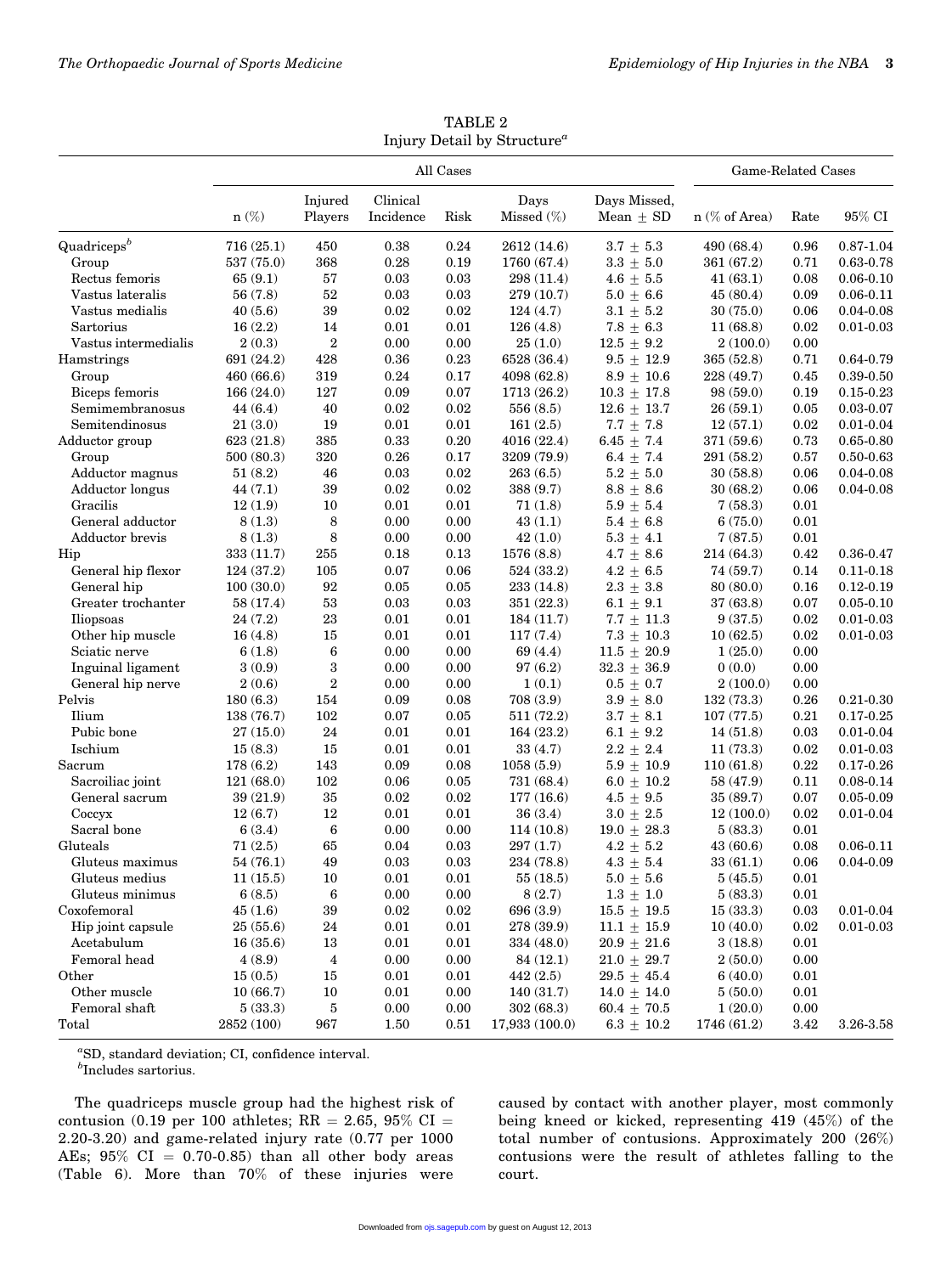TABLE 2
Injury Detail by Structure[a]

| | All Cases | | | | | | Game-Related Cases | | |
|---|---|---|---|---|---|---|---|---|---|
| | n (%) | Injured Players | Clinical Incidence | Risk | Days Missed (%) | Days Missed, Mean ± SD | n (% of Area) | Rate | 95% CI |
| Quadriceps[b] | 716 (25.1) | 450 | 0.38 | 0.24 | 2612 (14.6) | 3.7 ± 5.3 | 490 (68.4) | 0.96 | 0.87-1.04 |
| Group | 537 (75.0) | 368 | 0.28 | 0.19 | 1760 (67.4) | 3.3 ± 5.0 | 361 (67.2) | 0.71 | 0.63-0.78 |
| Rectus femoris | 65 (9.1) | 57 | 0.03 | 0.03 | 298 (11.4) | 4.6 ± 5.5 | 41 (63.1) | 0.08 | 0.06-0.10 |
| Vastus lateralis | 56 (7.8) | 52 | 0.03 | 0.03 | 279 (10.7) | 5.0 ± 6.6 | 45 (80.4) | 0.09 | 0.06-0.11 |
| Vastus medialis | 40 (5.6) | 39 | 0.02 | 0.02 | 124 (4.7) | 3.1 ± 5.2 | 30 (75.0) | 0.06 | 0.04-0.08 |
| Sartorius | 16 (2.2) | 14 | 0.01 | 0.01 | 126 (4.8) | 7.8 ± 6.3 | 11 (68.8) | 0.02 | 0.01-0.03 |
| Vastus intermedialis | 2 (0.3) | 2 | 0.00 | 0.00 | 25 (1.0) | 12.5 ± 9.2 | 2 (100.0) | 0.00 | |
| Hamstrings | 691 (24.2) | 428 | 0.36 | 0.23 | 6528 (36.4) | 9.5 ± 12.9 | 365 (52.8) | 0.71 | 0.64-0.79 |
| Group | 460 (66.6) | 319 | 0.24 | 0.17 | 4098 (62.8) | 8.9 ± 10.6 | 228 (49.7) | 0.45 | 0.39-0.50 |
| Biceps femoris | 166 (24.0) | 127 | 0.09 | 0.07 | 1713 (26.2) | 10.3 ± 17.8 | 98 (59.0) | 0.19 | 0.15-0.23 |
| Semimembranosus | 44 (6.4) | 40 | 0.02 | 0.02 | 556 (8.5) | 12.6 ± 13.7 | 26 (59.1) | 0.05 | 0.03-0.07 |
| Semitendinosus | 21 (3.0) | 19 | 0.01 | 0.01 | 161 (2.5) | 7.7 ± 7.8 | 12 (57.1) | 0.02 | 0.01-0.04 |
| Adductor group | 623 (21.8) | 385 | 0.33 | 0.20 | 4016 (22.4) | 6.45 ± 7.4 | 371 (59.6) | 0.73 | 0.65-0.80 |
| Group | 500 (80.3) | 320 | 0.26 | 0.17 | 3209 (79.9) | 6.4 ± 7.4 | 291 (58.2) | 0.57 | 0.50-0.63 |
| Adductor magnus | 51 (8.2) | 46 | 0.03 | 0.02 | 263 (6.5) | 5.2 ± 5.0 | 30 (58.8) | 0.06 | 0.04-0.08 |
| Adductor longus | 44 (7.1) | 39 | 0.02 | 0.02 | 388 (9.7) | 8.8 ± 8.6 | 30 (68.2) | 0.06 | 0.04-0.08 |
| Gracilis | 12 (1.9) | 10 | 0.01 | 0.01 | 71 (1.8) | 5.9 ± 5.4 | 7 (58.3) | 0.01 | |
| General adductor | 8 (1.3) | 8 | 0.00 | 0.00 | 43 (1.1) | 5.4 ± 6.8 | 6 (75.0) | 0.01 | |
| Adductor brevis | 8 (1.3) | 8 | 0.00 | 0.00 | 42 (1.0) | 5.3 ± 4.1 | 7 (87.5) | 0.01 | |
| Hip | 333 (11.7) | 255 | 0.18 | 0.13 | 1576 (8.8) | 4.7 ± 8.6 | 214 (64.3) | 0.42 | 0.36-0.47 |
| General hip flexor | 124 (37.2) | 105 | 0.07 | 0.06 | 524 (33.2) | 4.2 ± 6.5 | 74 (59.7) | 0.14 | 0.11-0.18 |
| General hip | 100 (30.0) | 92 | 0.05 | 0.05 | 233 (14.8) | 2.3 ± 3.8 | 80 (80.0) | 0.16 | 0.12-0.19 |
| Greater trochanter | 58 (17.4) | 53 | 0.03 | 0.03 | 351 (22.3) | 6.1 ± 9.1 | 37 (63.8) | 0.07 | 0.05-0.10 |
| Iliopsoas | 24 (7.2) | 23 | 0.01 | 0.01 | 184 (11.7) | 7.7 ± 11.3 | 9 (37.5) | 0.02 | 0.01-0.03 |
| Other hip muscle | 16 (4.8) | 15 | 0.01 | 0.01 | 117 (7.4) | 7.3 ± 10.3 | 10 (62.5) | 0.02 | 0.01-0.03 |
| Sciatic nerve | 6 (1.8) | 6 | 0.00 | 0.00 | 69 (4.4) | 11.5 ± 20.9 | 1 (25.0) | 0.00 | |
| Inguinal ligament | 3 (0.9) | 3 | 0.00 | 0.00 | 97 (6.2) | 32.3 ± 36.9 | 0 (0.0) | 0.00 | |
| General hip nerve | 2 (0.6) | 2 | 0.00 | 0.00 | 1 (0.1) | 0.5 ± 0.7 | 2 (100.0) | 0.00 | |
| Pelvis | 180 (6.3) | 154 | 0.09 | 0.08 | 708 (3.9) | 3.9 ± 8.0 | 132 (73.3) | 0.26 | 0.21-0.30 |
| Ilium | 138 (76.7) | 102 | 0.07 | 0.05 | 511 (72.2) | 3.7 ± 8.1 | 107 (77.5) | 0.21 | 0.17-0.25 |
| Pubic bone | 27 (15.0) | 24 | 0.01 | 0.01 | 164 (23.2) | 6.1 ± 9.2 | 14 (51.8) | 0.03 | 0.01-0.04 |
| Ischium | 15 (8.3) | 15 | 0.01 | 0.01 | 33 (4.7) | 2.2 ± 2.4 | 11 (73.3) | 0.02 | 0.01-0.03 |
| Sacrum | 178 (6.2) | 143 | 0.09 | 0.08 | 1058 (5.9) | 5.9 ± 10.9 | 110 (61.8) | 0.22 | 0.17-0.26 |
| Sacroiliac joint | 121 (68.0) | 102 | 0.06 | 0.05 | 731 (68.4) | 6.0 ± 10.2 | 58 (47.9) | 0.11 | 0.08-0.14 |
| General sacrum | 39 (21.9) | 35 | 0.02 | 0.02 | 177 (16.6) | 4.5 ± 9.5 | 35 (89.7) | 0.07 | 0.05-0.09 |
| Coccyx | 12 (6.7) | 12 | 0.01 | 0.01 | 36 (3.4) | 3.0 ± 2.5 | 12 (100.0) | 0.02 | 0.01-0.04 |
| Sacral bone | 6 (3.4) | 6 | 0.00 | 0.00 | 114 (10.8) | 19.0 ± 28.3 | 5 (83.3) | 0.01 | |
| Gluteals | 71 (2.5) | 65 | 0.04 | 0.03 | 297 (1.7) | 4.2 ± 5.2 | 43 (60.6) | 0.08 | 0.06-0.11 |
| Gluteus maximus | 54 (76.1) | 49 | 0.03 | 0.03 | 234 (78.8) | 4.3 ± 5.4 | 33 (61.1) | 0.06 | 0.04-0.09 |
| Gluteus medius | 11 (15.5) | 10 | 0.01 | 0.01 | 55 (18.5) | 5.0 ± 5.6 | 5 (45.5) | 0.01 | |
| Gluteus minimus | 6 (8.5) | 6 | 0.00 | 0.00 | 8 (2.7) | 1.3 ± 1.0 | 5 (83.3) | 0.01 | |
| Coxofemoral | 45 (1.6) | 39 | 0.02 | 0.02 | 696 (3.9) | 15.5 ± 19.5 | 15 (33.3) | 0.03 | 0.01-0.04 |
| Hip joint capsule | 25 (55.6) | 24 | 0.01 | 0.01 | 278 (39.9) | 11.1 ± 15.9 | 10 (40.0) | 0.02 | 0.01-0.03 |
| Acetabulum | 16 (35.6) | 13 | 0.01 | 0.01 | 334 (48.0) | 20.9 ± 21.6 | 3 (18.8) | 0.01 | |
| Femoral head | 4 (8.9) | 4 | 0.00 | 0.00 | 84 (12.1) | 21.0 ± 29.7 | 2 (50.0) | 0.00 | |
| Other | 15 (0.5) | 15 | 0.01 | 0.01 | 442 (2.5) | 29.5 ± 45.4 | 6 (40.0) | 0.01 | |
| Other muscle | 10 (66.7) | 10 | 0.01 | 0.00 | 140 (31.7) | 14.0 ± 14.0 | 5 (50.0) | 0.01 | |
| Femoral shaft | 5 (33.3) | 5 | 0.00 | 0.00 | 302 (68.3) | 60.4 ± 70.5 | 1 (20.0) | 0.00 | |
| Total | 2852 (100) | 967 | 1.50 | 0.51 | 17,933 (100.0) | 6.3 ± 10.2 | 1746 (61.2) | 3.42 | 3.26-3.58 |

[a]SD, standard deviation; CI, confidence interval.
[b]Includes sartorius.

The quadriceps muscle group had the highest risk of contusion (0.19 per 100 athletes; RR = 2.65, 95% CI = 2.20-3.20) and game-related injury rate (0.77 per 1000 AEs; 95% CI = 0.70-0.85) than all other body areas (Table 6). More than 70% of these injuries were caused by contact with another player, most commonly being kneed or kicked, representing 419 (45%) of the total number of contusions. Approximately 200 (26%) contusions were the result of athletes falling to the court.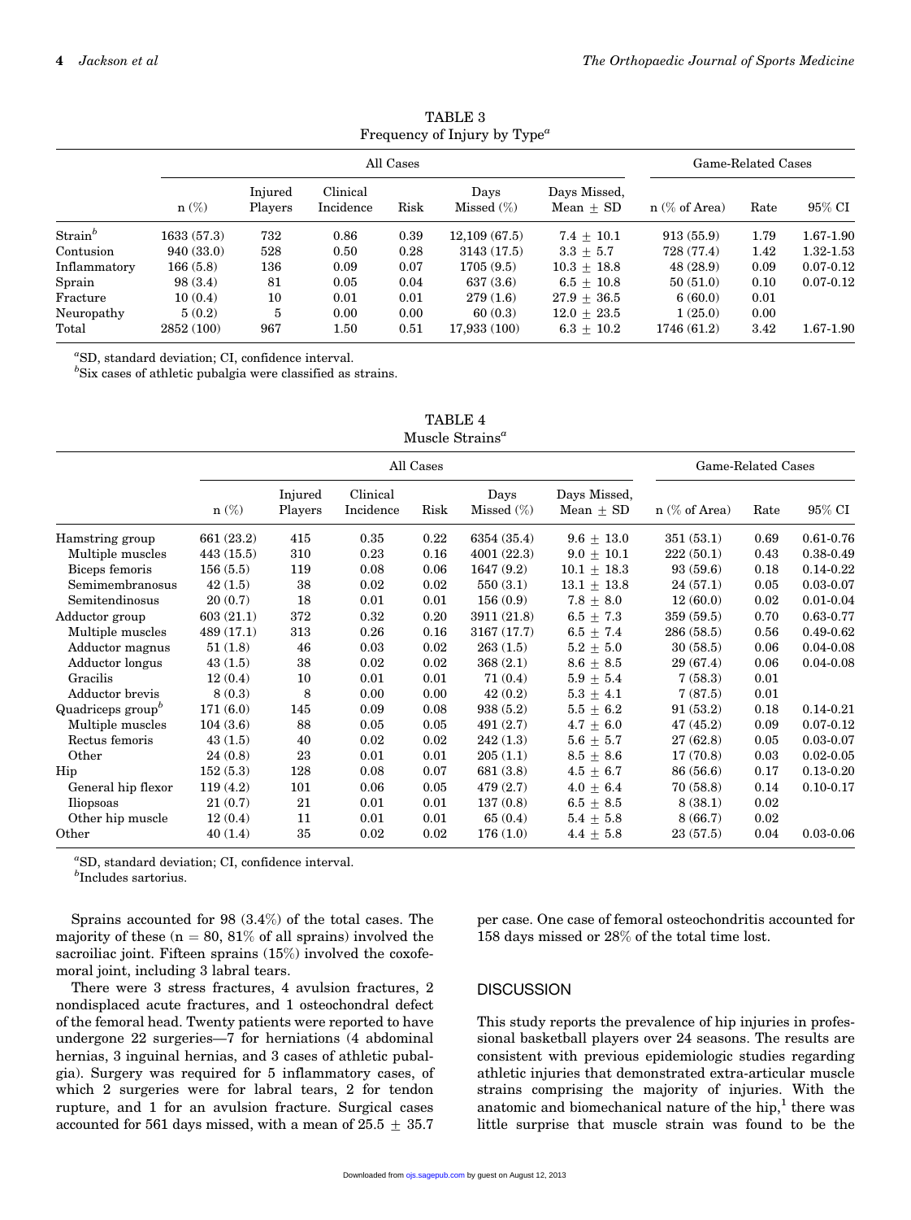TABLE 3
Frequency of Injury by Type[a]

| | All Cases | | | | | | Game-Related Cases | | |
|---|---|---|---|---|---|---|---|---|---|
| | n (%) | Injured Players | Clinical Incidence | Risk | Days Missed (%) | Days Missed, Mean ± SD | n (% of Area) | Rate | 95% CI |
| Strain[b] | 1633 (57.3) | 732 | 0.86 | 0.39 | 12,109 (67.5) | 7.4 ± 10.1 | 913 (55.9) | 1.79 | 1.67-1.90 |
| Contusion | 940 (33.0) | 528 | 0.50 | 0.28 | 3143 (17.5) | 3.3 ± 5.7 | 728 (77.4) | 1.42 | 1.32-1.53 |
| Inflammatory | 166 (5.8) | 136 | 0.09 | 0.07 | 1705 (9.5) | 10.3 ± 18.8 | 48 (28.9) | 0.09 | 0.07-0.12 |
| Sprain | 98 (3.4) | 81 | 0.05 | 0.04 | 637 (3.6) | 6.5 ± 10.8 | 50 (51.0) | 0.10 | 0.07-0.12 |
| Fracture | 10 (0.4) | 10 | 0.01 | 0.01 | 279 (1.6) | 27.9 ± 36.5 | 6 (60.0) | 0.01 | |
| Neuropathy | 5 (0.2) | 5 | 0.00 | 0.00 | 60 (0.3) | 12.0 ± 23.5 | 1 (25.0) | 0.00 | |
| Total | 2852 (100) | 967 | 1.50 | 0.51 | 17,933 (100) | 6.3 ± 10.2 | 1746 (61.2) | 3.42 | 1.67-1.90 |

[a]SD, standard deviation; CI, confidence interval.
[b]Six cases of athletic pubalgia were classified as strains.

TABLE 4
Muscle Strains[a]

| | All Cases | | | | | | Game-Related Cases | | |
|---|---|---|---|---|---|---|---|---|---|
| | n (%) | Injured Players | Clinical Incidence | Risk | Days Missed (%) | Days Missed, Mean ± SD | n (% of Area) | Rate | 95% CI |
| Hamstring group | 661 (23.2) | 415 | 0.35 | 0.22 | 6354 (35.4) | 9.6 ± 13.0 | 351 (53.1) | 0.69 | 0.61-0.76 |
| Multiple muscles | 443 (15.5) | 310 | 0.23 | 0.16 | 4001 (22.3) | 9.0 ± 10.1 | 222 (50.1) | 0.43 | 0.38-0.49 |
| Biceps femoris | 156 (5.5) | 119 | 0.08 | 0.06 | 1647 (9.2) | 10.1 ± 18.3 | 93 (59.6) | 0.18 | 0.14-0.22 |
| Semimembranosus | 42 (1.5) | 38 | 0.02 | 0.02 | 550 (3.1) | 13.1 ± 13.8 | 24 (57.1) | 0.05 | 0.03-0.07 |
| Semitendinosus | 20 (0.7) | 18 | 0.01 | 0.01 | 156 (0.9) | 7.8 ± 8.0 | 12 (60.0) | 0.02 | 0.01-0.04 |
| Adductor group | 603 (21.1) | 372 | 0.32 | 0.20 | 3911 (21.8) | 6.5 ± 7.3 | 359 (59.5) | 0.70 | 0.63-0.77 |
| Multiple muscles | 489 (17.1) | 313 | 0.26 | 0.16 | 3167 (17.7) | 6.5 ± 7.4 | 286 (58.5) | 0.56 | 0.49-0.62 |
| Adductor magnus | 51 (1.8) | 46 | 0.03 | 0.02 | 263 (1.5) | 5.2 ± 5.0 | 30 (58.5) | 0.06 | 0.04-0.08 |
| Adductor longus | 43 (1.5) | 38 | 0.02 | 0.02 | 368 (2.1) | 8.6 ± 8.5 | 29 (67.4) | 0.06 | 0.04-0.08 |
| Gracilis | 12 (0.4) | 10 | 0.01 | 0.01 | 71 (0.4) | 5.9 ± 5.4 | 7 (58.3) | 0.01 | |
| Adductor brevis | 8 (0.3) | 8 | 0.00 | 0.00 | 42 (0.2) | 5.3 ± 4.1 | 7 (87.5) | 0.01 | |
| Quadriceps group[b] | 171 (6.0) | 145 | 0.09 | 0.08 | 938 (5.2) | 5.5 ± 6.2 | 91 (53.2) | 0.18 | 0.14-0.21 |
| Multiple muscles | 104 (3.6) | 88 | 0.05 | 0.05 | 491 (2.7) | 4.7 ± 6.0 | 47 (45.2) | 0.09 | 0.07-0.12 |
| Rectus femoris | 43 (1.5) | 40 | 0.02 | 0.02 | 242 (1.3) | 5.6 ± 5.7 | 27 (62.8) | 0.05 | 0.03-0.07 |
| Other | 24 (0.8) | 23 | 0.01 | 0.01 | 205 (1.1) | 8.5 ± 8.6 | 17 (70.8) | 0.03 | 0.02-0.05 |
| Hip | 152 (5.3) | 128 | 0.08 | 0.07 | 681 (3.8) | 4.5 ± 6.7 | 86 (56.6) | 0.17 | 0.13-0.20 |
| General hip flexor | 119 (4.2) | 101 | 0.06 | 0.05 | 479 (2.7) | 4.0 ± 6.4 | 70 (58.8) | 0.14 | 0.10-0.17 |
| Iliopsoas | 21 (0.7) | 21 | 0.01 | 0.01 | 137 (0.8) | 6.5 ± 8.5 | 8 (38.1) | 0.02 | |
| Other hip muscle | 12 (0.4) | 11 | 0.01 | 0.01 | 65 (0.4) | 5.4 ± 5.8 | 8 (66.7) | 0.02 | |
| Other | 40 (1.4) | 35 | 0.02 | 0.02 | 176 (1.0) | 4.4 ± 5.8 | 23 (57.5) | 0.04 | 0.03-0.06 |

[a]SD, standard deviation; CI, confidence interval.
[b]Includes sartorius.

Sprains accounted for 98 (3.4%) of the total cases. The majority of these (n = 80, 81% of all sprains) involved the sacroiliac joint. Fifteen sprains (15%) involved the coxofemoral joint, including 3 labral tears.

There were 3 stress fractures, 4 avulsion fractures, 2 nondisplaced acute fractures, and 1 osteochondral defect of the femoral head. Twenty patients were reported to have undergone 22 surgeries—7 for herniations (4 abdominal hernias, 3 inguinal hernias, and 3 cases of athletic pubalgia). Surgery was required for 5 inflammatory cases, of which 2 surgeries were for labral tears, 2 for tendon rupture, and 1 for an avulsion fracture. Surgical cases accounted for 561 days missed, with a mean of 25.5 ± 35.7 per case. One case of femoral osteochondritis accounted for 158 days missed or 28% of the total time lost.

## DISCUSSION

This study reports the prevalence of hip injuries in professional basketball players over 24 seasons. The results are consistent with previous epidemiologic studies regarding athletic injuries that demonstrated extra-articular muscle strains comprising the majority of injuries. With the anatomic and biomechanical nature of the hip,[1] there was little surprise that muscle strain was found to be the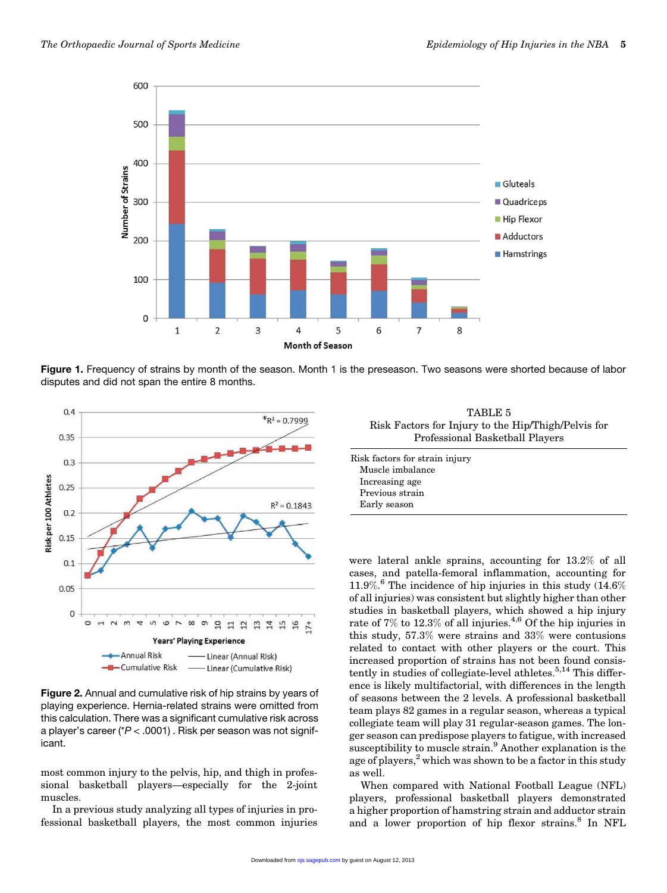**Figure 1.** Frequency of strains by month of the season. Month 1 is the preseason. Two seasons were shorted because of labor disputes and did not span the entire 8 months.

**Figure 2.** Annual and cumulative risk of hip strains by years of playing experience. Hernia-related strains were omitted from this calculation. There was a significant cumulative risk across a player's career (*$P < .0001$) . Risk per season was not significant.

most common injury to the pelvis, hip, and thigh in professional basketball players—especially for the 2-joint muscles.

In a previous study analyzing all types of injuries in professional basketball players, the most common injuries were lateral ankle sprains, accounting for 13.2% of all cases, and patella-femoral inflammation, accounting for 11.9%.[6] The incidence of hip injuries in this study (14.6% of all injuries) was consistent but slightly higher than other studies in basketball players, which showed a hip injury rate of 7% to 12.3% of all injuries.[4,6] Of the hip injuries in this study, 57.3% were strains and 33% were contusions related to contact with other players or the court. This increased proportion of strains has not been found consistently in studies of collegiate-level athletes.[5,14] This difference is likely multifactorial, with differences in the length of seasons between the 2 levels. A professional basketball team plays 82 games in a regular season, whereas a typical collegiate team will play 31 regular-season games. The longer season can predispose players to fatigue, with increased susceptibility to muscle strain.[9] Another explanation is the age of players,[2] which was shown to be a factor in this study as well.

When compared with National Football League (NFL) players, professional basketball players demonstrated a higher proportion of hamstring strain and adductor strain and a lower proportion of hip flexor strains.[8] In NFL

TABLE 5
Risk Factors for Injury to the Hip/Thigh/Pelvis for Professional Basketball Players

| Risk factors for strain injury |
|---|
| Muscle imbalance |
| Increasing age |
| Previous strain |
| Early season |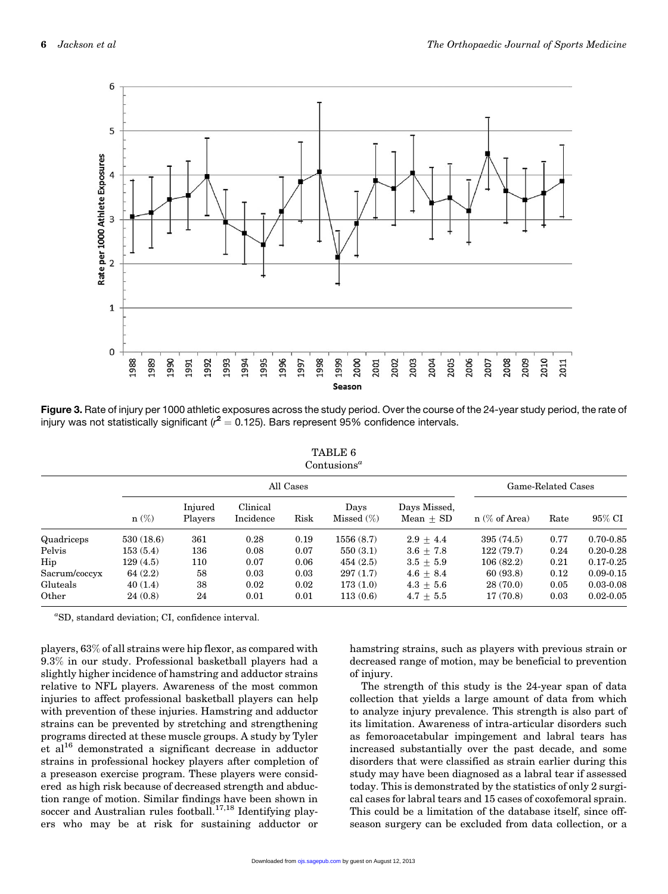**Figure 3.** Rate of injury per 1000 athletic exposures across the study period. Over the course of the 24-year study period, the rate of injury was not statistically significant ($r^2 = 0.125$). Bars represent 95% confidence intervals.

TABLE 6
Contusions[a]

| | All Cases | | | | | | Game-Related Cases | | |
|---|---|---|---|---|---|---|---|---|---|
| | n (%) | Injured Players | Clinical Incidence | Risk | Days Missed (%) | Days Missed, Mean ± SD | n (% of Area) | Rate | 95% CI |
| Quadriceps | 530 (18.6) | 361 | 0.28 | 0.19 | 1556 (8.7) | 2.9 ± 4.4 | 395 (74.5) | 0.77 | 0.70-0.85 |
| Pelvis | 153 (5.4) | 136 | 0.08 | 0.07 | 550 (3.1) | 3.6 ± 7.8 | 122 (79.7) | 0.24 | 0.20-0.28 |
| Hip | 129 (4.5) | 110 | 0.07 | 0.06 | 454 (2.5) | 3.5 ± 5.9 | 106 (82.2) | 0.21 | 0.17-0.25 |
| Sacrum/coccyx | 64 (2.2) | 58 | 0.03 | 0.03 | 297 (1.7) | 4.6 ± 8.4 | 60 (93.8) | 0.12 | 0.09-0.15 |
| Gluteals | 40 (1.4) | 38 | 0.02 | 0.02 | 173 (1.0) | 4.3 ± 5.6 | 28 (70.0) | 0.05 | 0.03-0.08 |
| Other | 24 (0.8) | 24 | 0.01 | 0.01 | 113 (0.6) | 4.7 ± 5.5 | 17 (70.8) | 0.03 | 0.02-0.05 |

[a]SD, standard deviation; CI, confidence interval.

players, 63% of all strains were hip flexor, as compared with 9.3% in our study. Professional basketball players had a slightly higher incidence of hamstring and adductor strains relative to NFL players. Awareness of the most common injuries to affect professional basketball players can help with prevention of these injuries. Hamstring and adductor strains can be prevented by stretching and strengthening programs directed at these muscle groups. A study by Tyler et al[16] demonstrated a significant decrease in adductor strains in professional hockey players after completion of a preseason exercise program. These players were considered as high risk because of decreased strength and abduction range of motion. Similar findings have been shown in soccer and Australian rules football.[17,18] Identifying players who may be at risk for sustaining adductor or hamstring strains, such as players with previous strain or decreased range of motion, may be beneficial to prevention of injury.

The strength of this study is the 24-year span of data collection that yields a large amount of data from which to analyze injury prevalence. This strength is also part of its limitation. Awareness of intra-articular disorders such as femoroacetabular impingement and labral tears has increased substantially over the past decade, and some disorders that were classified as strain earlier during this study may have been diagnosed as a labral tear if assessed today. This is demonstrated by the statistics of only 2 surgical cases for labral tears and 15 cases of coxofemoral sprain. This could be a limitation of the database itself, since offseason surgery can be excluded from data collection, or a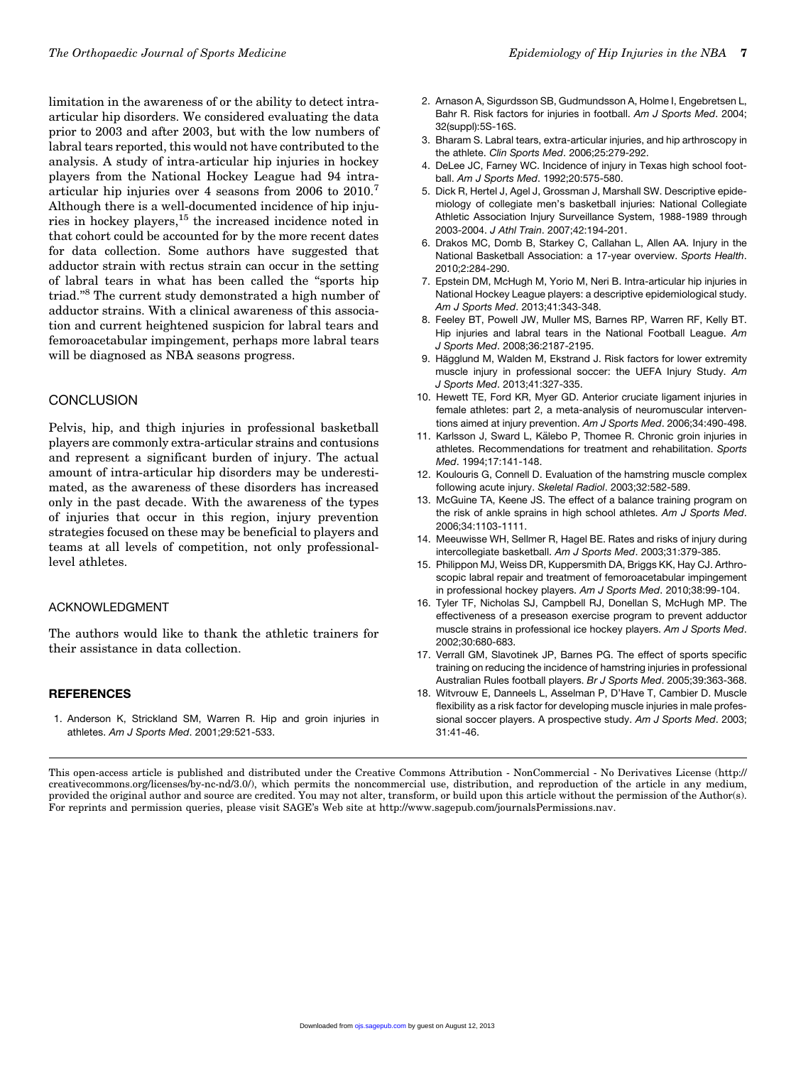limitation in the awareness of or the ability to detect intra-articular hip disorders. We considered evaluating the data prior to 2003 and after 2003, but with the low numbers of labral tears reported, this would not have contributed to the analysis. A study of intra-articular hip injuries in hockey players from the National Hockey League had 94 intra-articular hip injuries over 4 seasons from 2006 to 2010.[7] Although there is a well-documented incidence of hip injuries in hockey players,[15] the increased incidence noted in that cohort could be accounted for by the more recent dates for data collection. Some authors have suggested that adductor strain with rectus strain can occur in the setting of labral tears in what has been called the "sports hip triad."[8] The current study demonstrated a high number of adductor strains. With a clinical awareness of this association and current heightened suspicion for labral tears and femoroacetabular impingement, perhaps more labral tears will be diagnosed as NBA seasons progress.

## CONCLUSION

Pelvis, hip, and thigh injuries in professional basketball players are commonly extra-articular strains and contusions and represent a significant burden of injury. The actual amount of intra-articular hip disorders may be underestimated, as the awareness of these disorders has increased only in the past decade. With the awareness of the types of injuries that occur in this region, injury prevention strategies focused on these may be beneficial to players and teams at all levels of competition, not only professional-level athletes.

## ACKNOWLEDGMENT

The authors would like to thank the athletic trainers for their assistance in data collection.

## REFERENCES

1. Anderson K, Strickland SM, Warren R. Hip and groin injuries in athletes. *Am J Sports Med*. 2001;29:521-533.
2. Arnason A, Sigurdsson SB, Gudmundsson A, Holme I, Engebretsen L, Bahr R. Risk factors for injuries in football. *Am J Sports Med*. 2004; 32(suppl):5S-16S.
3. Bharam S. Labral tears, extra-articular injuries, and hip arthroscopy in the athlete. *Clin Sports Med*. 2006;25:279-292.
4. DeLee JC, Farney WC. Incidence of injury in Texas high school football. *Am J Sports Med*. 1992;20:575-580.
5. Dick R, Hertel J, Agel J, Grossman J, Marshall SW. Descriptive epidemiology of collegiate men's basketball injuries: National Collegiate Athletic Association Injury Surveillance System, 1988-1989 through 2003-2004. *J Athl Train*. 2007;42:194-201.
6. Drakos MC, Domb B, Starkey C, Callahan L, Allen AA. Injury in the National Basketball Association: a 17-year overview. *Sports Health*. 2010;2:284-290.
7. Epstein DM, McHugh M, Yorio M, Neri B. Intra-articular hip injuries in National Hockey League players: a descriptive epidemiological study. *Am J Sports Med*. 2013;41:343-348.
8. Feeley BT, Powell JW, Muller MS, Barnes RP, Warren RF, Kelly BT. Hip injuries and labral tears in the National Football League. *Am J Sports Med*. 2008;36:2187-2195.
9. Hägglund M, Walden M, Ekstrand J. Risk factors for lower extremity muscle injury in professional soccer: the UEFA Injury Study. *Am J Sports Med*. 2013;41:327-335.
10. Hewett TE, Ford KR, Myer GD. Anterior cruciate ligament injuries in female athletes: part 2, a meta-analysis of neuromuscular interventions aimed at injury prevention. *Am J Sports Med*. 2006;34:490-498.
11. Karlsson J, Sward L, Kälebo P, Thomee R. Chronic groin injuries in athletes. Recommendations for treatment and rehabilitation. *Sports Med*. 1994;17:141-148.
12. Koulouris G, Connell D. Evaluation of the hamstring muscle complex following acute injury. *Skeletal Radiol*. 2003;32:582-589.
13. McGuine TA, Keene JS. The effect of a balance training program on the risk of ankle sprains in high school athletes. *Am J Sports Med*. 2006;34:1103-1111.
14. Meeuwisse WH, Sellmer R, Hagel BE. Rates and risks of injury during intercollegiate basketball. *Am J Sports Med*. 2003;31:379-385.
15. Philippon MJ, Weiss DR, Kuppersmith DA, Briggs KK, Hay CJ. Arthroscopic labral repair and treatment of femoroacetabular impingement in professional hockey players. *Am J Sports Med*. 2010;38:99-104.
16. Tyler TF, Nicholas SJ, Campbell RJ, Donellan S, McHugh MP. The effectiveness of a preseason exercise program to prevent adductor muscle strains in professional ice hockey players. *Am J Sports Med*. 2002;30:680-683.
17. Verrall GM, Slavotinek JP, Barnes PG. The effect of sports specific training on reducing the incidence of hamstring injuries in professional Australian Rules football players. *Br J Sports Med*. 2005;39:363-368.
18. Witvrouw E, Danneels L, Asselman P, D'Have T, Cambier D. Muscle flexibility as a risk factor for developing muscle injuries in male professional soccer players. A prospective study. *Am J Sports Med*. 2003; 31:41-46.

This open-access article is published and distributed under the Creative Commons Attribution - NonCommercial - No Derivatives License (http://creativecommons.org/licenses/by-nc-nd/3.0/), which permits the noncommercial use, distribution, and reproduction of the article in any medium, provided the original author and source are credited. You may not alter, transform, or build upon this article without the permission of the Author(s). For reprints and permission queries, please visit SAGE's Web site at http://www.sagepub.com/journalsPermissions.nav.